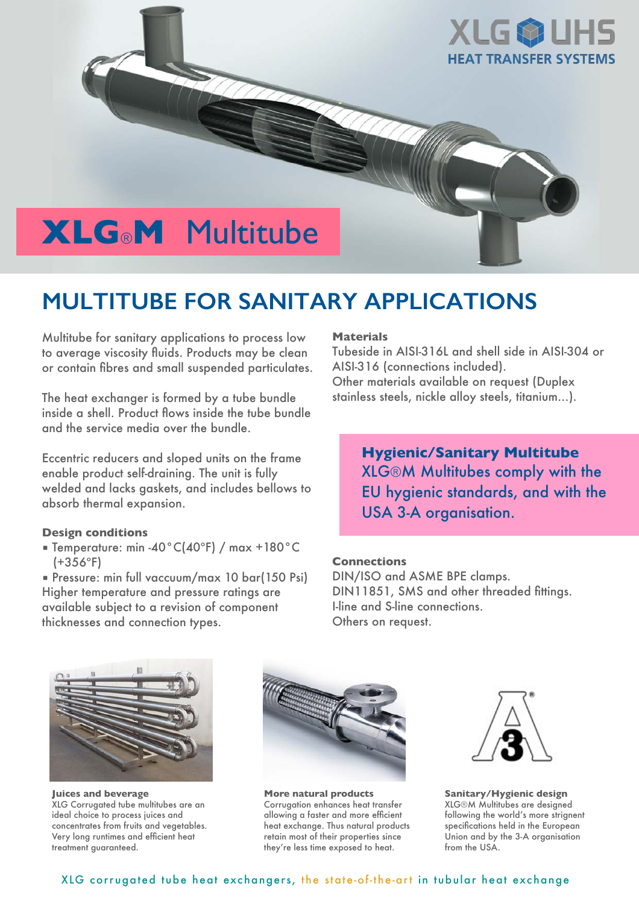XLG UHS
HEAT TRANSFER SYSTEMS

# XLG®M Multitube

## MULTITUBE FOR SANITARY APPLICATIONS

Multitube for sanitary applications to process low to average viscosity fluids. Products may be clean or contain fibres and small suspended particulates.

The heat exchanger is formed by a tube bundle inside a shell. Product flows inside the tube bundle and the service media over the bundle.

Eccentric reducers and sloped units on the frame enable product self-draining. The unit is fully welded and lacks gaskets, and includes bellows to absorb thermal expansion.

**Design conditions**

- Temperature: min -40°C(40°F) / max +180°C (+356°F)
- Pressure: min full vaccuum/max 10 bar(150 Psi)

Higher temperature and pressure ratings are available subject to a revision of component thicknesses and connection types.

**Materials**

Tubeside in AISI-316L and shell side in AISI-304 or AISI-316 (connections included).
Other materials available on request (Duplex stainless steels, nickle alloy steels, titanium...).

**Hygienic/Sanitary Multitube**
XLG®M Multitubes comply with the EU hygienic standards, and with the USA 3-A organisation.

**Connections**

DIN/ISO and ASME BPE clamps.
DIN11851, SMS and other threaded fittings.
I-line and S-line connections.
Others on request.

**Juices and beverage**
XLG Corrugated tube multitubes are an ideal choice to process juices and concentrates from fruits and vegetables. Very long runtimes and efficient heat treatment guaranteed.

**More natural products**
Corrugation enhances heat transfer allowing a faster and more efficient heat exchange. Thus natural products retain most of their properties since they're less time exposed to heat.

**Sanitary/Hygienic design**
XLG®M Multitubes are designed following the world's more strignent specifications held in the European Union and by the 3-A organisation from the USA.

XLG corrugated tube heat exchangers, the state-of-the-art in tubular heat exchange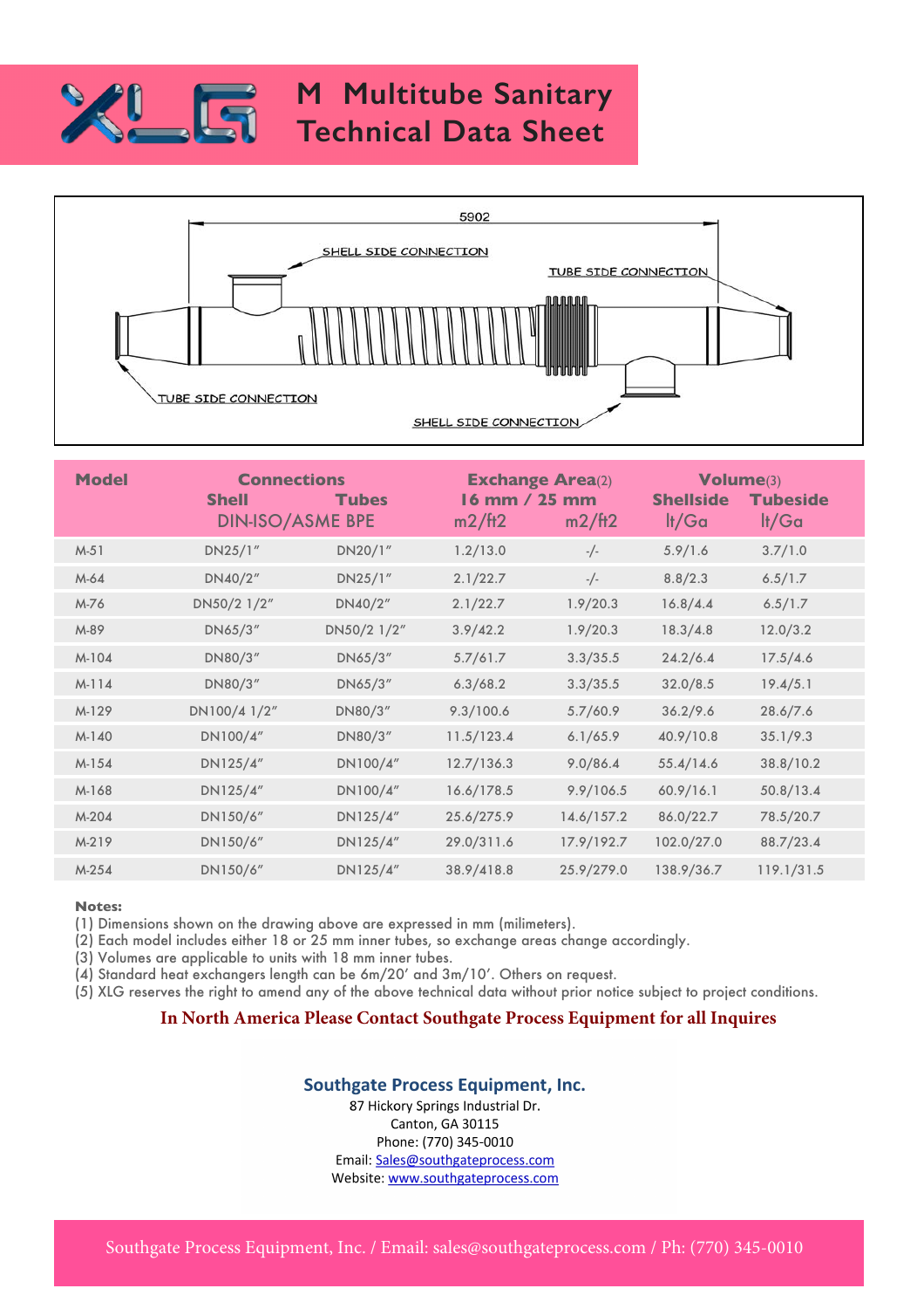# M Multitube Sanitary Technical Data Sheet

5902

SHELL SIDE CONNECTION

TUBE SIDE CONNECTION

TUBE SIDE CONNECTION

SHELL SIDE CONNECTION

| Model | Connections | | Exchange Area(2) | | Volume(3) | |
|---|---|---|---|---|---|---|
| | Shell | Tubes | 16 mm / 25 mm | | Shellside | Tubeside |
| | DIN-ISO/ASME BPE | | m2/ft2 | m2/ft2 | lt/Ga | lt/Ga |
| M-51 | DN25/1" | DN20/1" | 1.2/13.0 | -/- | 5.9/1.6 | 3.7/1.0 |
| M-64 | DN40/2" | DN25/1" | 2.1/22.7 | -/- | 8.8/2.3 | 6.5/1.7 |
| M-76 | DN50/2 1/2" | DN40/2" | 2.1/22.7 | 1.9/20.3 | 16.8/4.4 | 6.5/1.7 |
| M-89 | DN65/3" | DN50/2 1/2" | 3.9/42.2 | 1.9/20.3 | 18.3/4.8 | 12.0/3.2 |
| M-104 | DN80/3" | DN65/3" | 5.7/61.7 | 3.3/35.5 | 24.2/6.4 | 17.5/4.6 |
| M-114 | DN80/3" | DN65/3" | 6.3/68.2 | 3.3/35.5 | 32.0/8.5 | 19.4/5.1 |
| M-129 | DN100/4 1/2" | DN80/3" | 9.3/100.6 | 5.7/60.9 | 36.2/9.6 | 28.6/7.6 |
| M-140 | DN100/4" | DN80/3" | 11.5/123.4 | 6.1/65.9 | 40.9/10.8 | 35.1/9.3 |
| M-154 | DN125/4" | DN100/4" | 12.7/136.3 | 9.0/86.4 | 55.4/14.6 | 38.8/10.2 |
| M-168 | DN125/4" | DN100/4" | 16.6/178.5 | 9.9/106.5 | 60.9/16.1 | 50.8/13.4 |
| M-204 | DN150/6" | DN125/4" | 25.6/275.9 | 14.6/157.2 | 86.0/22.7 | 78.5/20.7 |
| M-219 | DN150/6" | DN125/4" | 29.0/311.6 | 17.9/192.7 | 102.0/27.0 | 88.7/23.4 |
| M-254 | DN150/6" | DN125/4" | 38.9/418.8 | 25.9/279.0 | 138.9/36.7 | 119.1/31.5 |

**Notes:**

(1) Dimensions shown on the drawing above are expressed in mm (milimeters).
(2) Each model includes either 18 or 25 mm inner tubes, so exchange areas change accordingly.
(3) Volumes are applicable to units with 18 mm inner tubes.
(4) Standard heat exchangers length can be 6m/20' and 3m/10'. Others on request.
(5) XLG reserves the right to amend any of the above technical data without prior notice subject to project conditions.

**In North America Please Contact Southgate Process Equipment for all Inquires**

**Southgate Process Equipment, Inc.**
87 Hickory Springs Industrial Dr.
Canton, GA 30115
Phone: (770) 345-0010
Email: Sales@southgateprocess.com
Website: www.southgateprocess.com